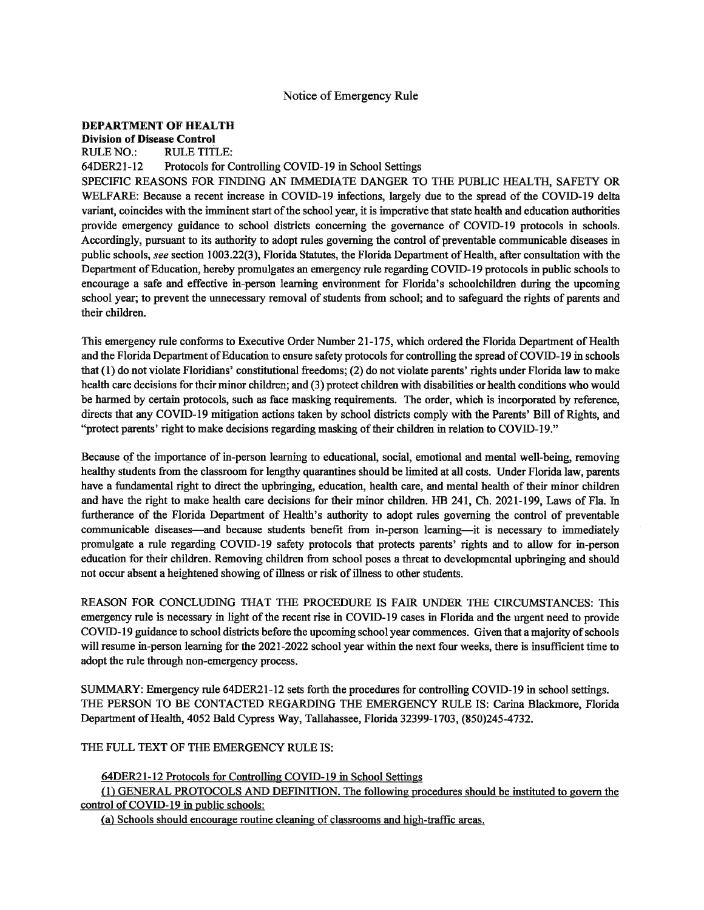Notice of Emergency Rule

**DEPARTMENT OF HEALTH**
**Division of Disease Control**
RULE NO.: RULE TITLE:
64DER21-12 Protocols for Controlling COVID-19 in School Settings

SPECIFIC REASONS FOR FINDING AN IMMEDIATE DANGER TO THE PUBLIC HEALTH, SAFETY OR WELFARE: Because a recent increase in COVID-19 infections, largely due to the spread of the COVID-19 delta variant, coincides with the imminent start of the school year, it is imperative that state health and education authorities provide emergency guidance to school districts concerning the governance of COVID-19 protocols in schools. Accordingly, pursuant to its authority to adopt rules governing the control of preventable communicable diseases in public schools, *see* section 1003.22(3), Florida Statutes, the Florida Department of Health, after consultation with the Department of Education, hereby promulgates an emergency rule regarding COVID-19 protocols in public schools to encourage a safe and effective in-person learning environment for Florida's schoolchildren during the upcoming school year; to prevent the unnecessary removal of students from school; and to safeguard the rights of parents and their children.

This emergency rule conforms to Executive Order Number 21-175, which ordered the Florida Department of Health and the Florida Department of Education to ensure safety protocols for controlling the spread of COVID-19 in schools that (1) do not violate Floridians' constitutional freedoms; (2) do not violate parents' rights under Florida law to make health care decisions for their minor children; and (3) protect children with disabilities or health conditions who would be harmed by certain protocols, such as face masking requirements. The order, which is incorporated by reference, directs that any COVID-19 mitigation actions taken by school districts comply with the Parents' Bill of Rights, and "protect parents' right to make decisions regarding masking of their children in relation to COVID-19."

Because of the importance of in-person learning to educational, social, emotional and mental well-being, removing healthy students from the classroom for lengthy quarantines should be limited at all costs. Under Florida law, parents have a fundamental right to direct the upbringing, education, health care, and mental health of their minor children and have the right to make health care decisions for their minor children. HB 241, Ch. 2021-199, Laws of Fla. In furtherance of the Florida Department of Health's authority to adopt rules governing the control of preventable communicable diseases—and because students benefit from in-person learning—it is necessary to immediately promulgate a rule regarding COVID-19 safety protocols that protects parents' rights and to allow for in-person education for their children. Removing children from school poses a threat to developmental upbringing and should not occur absent a heightened showing of illness or risk of illness to other students.

REASON FOR CONCLUDING THAT THE PROCEDURE IS FAIR UNDER THE CIRCUMSTANCES: This emergency rule is necessary in light of the recent rise in COVID-19 cases in Florida and the urgent need to provide COVID-19 guidance to school districts before the upcoming school year commences. Given that a majority of schools will resume in-person learning for the 2021-2022 school year within the next four weeks, there is insufficient time to adopt the rule through non-emergency process.

SUMMARY: Emergency rule 64DER21-12 sets forth the procedures for controlling COVID-19 in school settings.
THE PERSON TO BE CONTACTED REGARDING THE EMERGENCY RULE IS: Carina Blackmore, Florida Department of Health, 4052 Bald Cypress Way, Tallahassee, Florida 32399-1703, (850)245-4732.

THE FULL TEXT OF THE EMERGENCY RULE IS:

64DER21-12 Protocols for Controlling COVID-19 in School Settings

(1) GENERAL PROTOCOLS AND DEFINITION. The following procedures should be instituted to govern the control of COVID-19 in public schools:

(a) Schools should encourage routine cleaning of classrooms and high-traffic areas.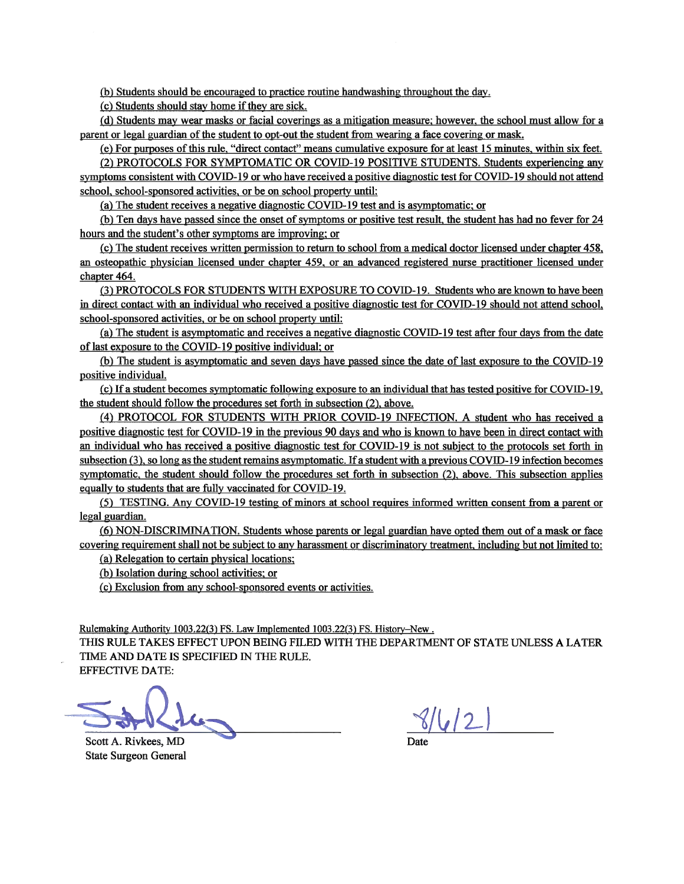(b) Students should be encouraged to practice routine handwashing throughout the day.

(c) Students should stay home if they are sick.

(d) Students may wear masks or facial coverings as a mitigation measure; however, the school must allow for a parent or legal guardian of the student to opt-out the student from wearing a face covering or mask.

(e) For purposes of this rule, "direct contact" means cumulative exposure for at least 15 minutes, within six feet.

(2) PROTOCOLS FOR SYMPTOMATIC OR COVID-19 POSITIVE STUDENTS. Students experiencing any symptoms consistent with COVID-19 or who have received a positive diagnostic test for COVID-19 should not attend school, school-sponsored activities, or be on school property until:

(a) The student receives a negative diagnostic COVID-19 test and is asymptomatic; or

(b) Ten days have passed since the onset of symptoms or positive test result, the student has had no fever for 24 hours and the student's other symptoms are improving; or

(c) The student receives written permission to return to school from a medical doctor licensed under chapter 458, an osteopathic physician licensed under chapter 459, or an advanced registered nurse practitioner licensed under chapter 464.

(3) PROTOCOLS FOR STUDENTS WITH EXPOSURE TO COVID-19. Students who are known to have been in direct contact with an individual who received a positive diagnostic test for COVID-19 should not attend school, school-sponsored activities, or be on school property until:

(a) The student is asymptomatic and receives a negative diagnostic COVID-19 test after four days from the date of last exposure to the COVID-19 positive individual; or

(b) The student is asymptomatic and seven days have passed since the date of last exposure to the COVID-19 positive individual.

(c) If a student becomes symptomatic following exposure to an individual that has tested positive for COVID-19, the student should follow the procedures set forth in subsection (2), above.

(4) PROTOCOL FOR STUDENTS WITH PRIOR COVID-19 INFECTION. A student who has received a positive diagnostic test for COVID-19 in the previous 90 days and who is known to have been in direct contact with an individual who has received a positive diagnostic test for COVID-19 is not subject to the protocols set forth in subsection (3), so long as the student remains asymptomatic. If a student with a previous COVID-19 infection becomes symptomatic, the student should follow the procedures set forth in subsection (2), above. This subsection applies equally to students that are fully vaccinated for COVID-19.

(5) TESTING. Any COVID-19 testing of minors at school requires informed written consent from a parent or legal guardian.

(6) NON-DISCRIMINATION. Students whose parents or legal guardian have opted them out of a mask or face covering requirement shall not be subject to any harassment or discriminatory treatment, including but not limited to:

(a) Relegation to certain physical locations;

(b) Isolation during school activities; or

(c) Exclusion from any school-sponsored events or activities.

Rulemaking Authority 1003.22(3) FS. Law Implemented 1003.22(3) FS. History–New .

THIS RULE TAKES EFFECT UPON BEING FILED WITH THE DEPARTMENT OF STATE UNLESS A LATER TIME AND DATE IS SPECIFIED IN THE RULE.

EFFECTIVE DATE:

Scott A. Rivkees, MD
State Surgeon General

8/6/21
Date